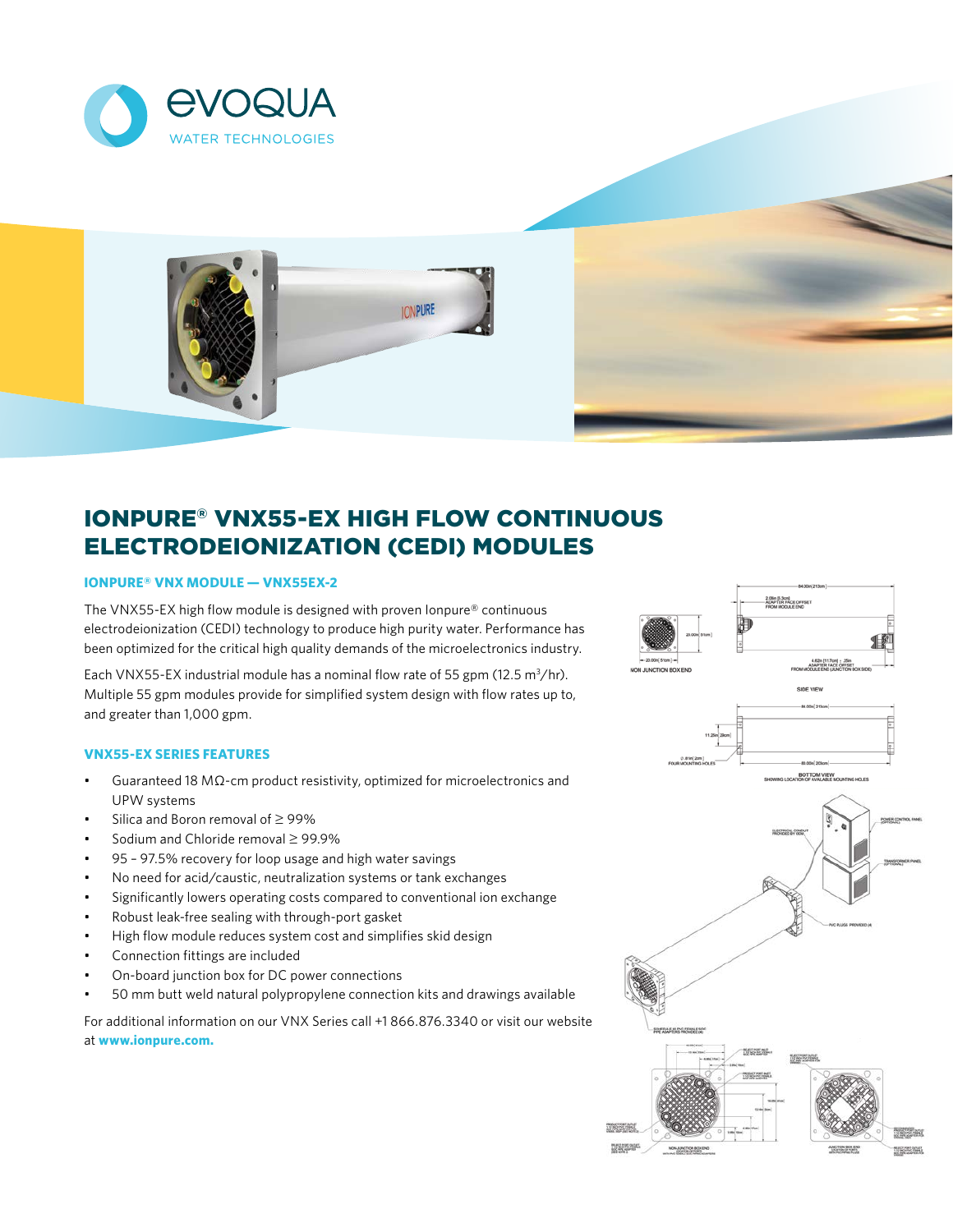# IONPURE® VNX55-EX HIGH FLOW CONTINUOUS ELECTRODEIONIZATION (CEDI) MODULES

### IONPURE® VNX MODULE — VNX55EX-2

The VNX55-EX high flow module is designed with proven Ionpure® continuous electrodeionization (CEDI) technology to produce high purity water. Performance has been optimized for the critical high quality demands of the microelectronics industry.

Each VNX55-EX industrial module has a nominal flow rate of 55 gpm (12.5 $m^3$/hr). Multiple 55 gpm modules provide for simplified system design with flow rates up to, and greater than 1,000 gpm.

### VNX55-EX SERIES FEATURES

- Guaranteed 18 MΩ-cm product resistivity, optimized for microelectronics and UPW systems
- Silica and Boron removal of ≥ 99%
- Sodium and Chloride removal ≥ 99.9%
- 95 – 97.5% recovery for loop usage and high water savings
- No need for acid/caustic, neutralization systems or tank exchanges
- Significantly lowers operating costs compared to conventional ion exchange
- Robust leak-free sealing with through-port gasket
- High flow module reduces system cost and simplifies skid design
- Connection fittings are included
- On-board junction box for DC power connections
- 50 mm butt weld natural polypropylene connection kits and drawings available

For additional information on our VNX Series call +1 866.876.3340 or visit our website at **www.ionpure.com.**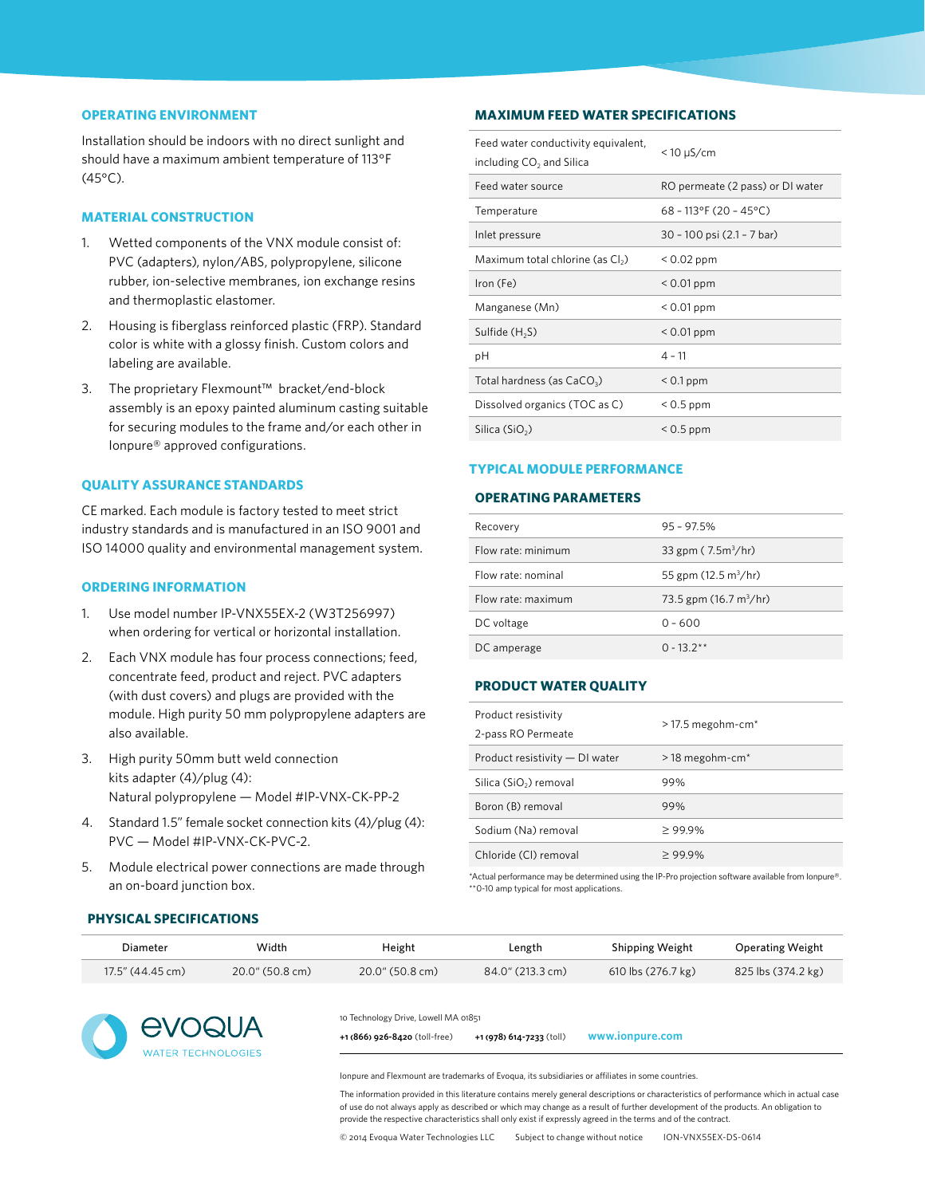## OPERATING ENVIRONMENT

Installation should be indoors with no direct sunlight and should have a maximum ambient temperature of 113°F (45°C).

## MATERIAL CONSTRUCTION

1. Wetted components of the VNX module consist of: PVC (adapters), nylon/ABS, polypropylene, silicone rubber, ion-selective membranes, ion exchange resins and thermoplastic elastomer.
2. Housing is fiberglass reinforced plastic (FRP). Standard color is white with a glossy finish. Custom colors and labeling are available.
3. The proprietary Flexmount™ bracket/end-block assembly is an epoxy painted aluminum casting suitable for securing modules to the frame and/or each other in Ionpure® approved configurations.

## QUALITY ASSURANCE STANDARDS

CE marked. Each module is factory tested to meet strict industry standards and is manufactured in an ISO 9001 and ISO 14000 quality and environmental management system.

## ORDERING INFORMATION

1. Use model number IP-VNX55EX-2 (W3T256997) when ordering for vertical or horizontal installation.
2. Each VNX module has four process connections; feed, concentrate feed, product and reject. PVC adapters (with dust covers) and plugs are provided with the module. High purity 50 mm polypropylene adapters are also available.
3. High purity 50mm butt weld connection kits adapter (4)/plug (4): Natural polypropylene — Model #IP-VNX-CK-PP-2
4. Standard 1.5" female socket connection kits (4)/plug (4): PVC — Model #IP-VNX-CK-PVC-2.
5. Module electrical power connections are made through an on-board junction box.

## MAXIMUM FEED WATER SPECIFICATIONS

| | |
|---|---|
| Feed water conductivity equivalent, including $CO_2$ and Silica | < 10 µS/cm |
| Feed water source | RO permeate (2 pass) or DI water |
| Temperature | 68 - 113°F (20 - 45°C) |
| Inlet pressure | 30 - 100 psi (2.1 - 7 bar) |
| Maximum total chlorine (as $Cl_2$) | < 0.02 ppm |
| Iron (Fe) | < 0.01 ppm |
| Manganese (Mn) | < 0.01 ppm |
| Sulfide ($H_2S$) | < 0.01 ppm |
| pH | 4 - 11 |
| Total hardness (as $CaCO_3$) | < 0.1 ppm |
| Dissolved organics (TOC as C) | < 0.5 ppm |
| Silica ($SiO_2$) | < 0.5 ppm |

## TYPICAL MODULE PERFORMANCE

### OPERATING PARAMETERS

| | |
|---|---|
| Recovery | 95 - 97.5% |
| Flow rate: minimum | 33 gpm ( 7.5m$^3$/hr) |
| Flow rate: nominal | 55 gpm (12.5 m$^3$/hr) |
| Flow rate: maximum | 73.5 gpm (16.7 m$^3$/hr) |
| DC voltage | 0 - 600 |
| DC amperage | 0 - 13.2** |

### PRODUCT WATER QUALITY

| | |
|---|---|
| Product resistivity 2-pass RO Permeate | > 17.5 megohm-cm* |
| Product resistivity — DI water | > 18 megohm-cm* |
| Silica ($SiO_2$) removal | 99% |
| Boron (B) removal | 99% |
| Sodium (Na) removal | ≥ 99.9% |
| Chloride (Cl) removal | ≥ 99.9% |

*Actual performance may be determined using the IP-Pro projection software available from Ionpure®.
**0-10 amp typical for most applications.

## PHYSICAL SPECIFICATIONS

| Diameter | Width | Height | Length | Shipping Weight | Operating Weight |
|---|---|---|---|---|---|
| 17.5" (44.45 cm) | 20.0" (50.8 cm) | 20.0" (50.8 cm) | 84.0" (213.3 cm) | 610 lbs (276.7 kg) | 825 lbs (374.2 kg) |

Evoqua Water Technologies

10 Technology Drive, Lowell MA 01851

+1 (866) 926-8420 (toll-free) +1 (978) 614-7233 (toll) www.ionpure.com

Ionpure and Flexmount are trademarks of Evoqua, its subsidiaries or affiliates in some countries.

The information provided in this literature contains merely general descriptions or characteristics of performance which in actual case of use do not always apply as described or which may change as a result of further development of the products. An obligation to provide the respective characteristics shall only exist if expressly agreed in the terms and of the contract.

© 2014 Evoqua Water Technologies LLC Subject to change without notice ION-VNX55EX-DS-0614